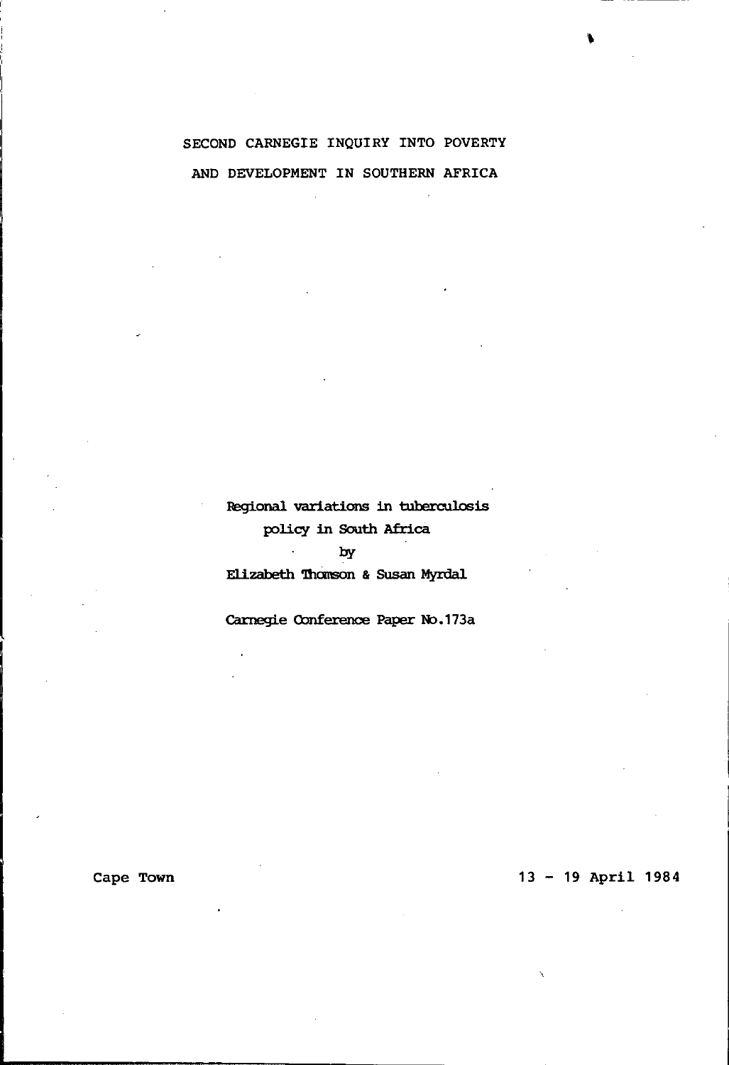# SECOND CARNEGIE INQUIRY INTO POVERTY AND DEVELOPMENT IN SOUTHERN AFRICA

## Regional variations in tuberculosis policy in South Africa

by

Elizabeth Thomson & Susan Myrdal

Carnegie Conference Paper No.173a

Cape Town

13 - 19 April 1984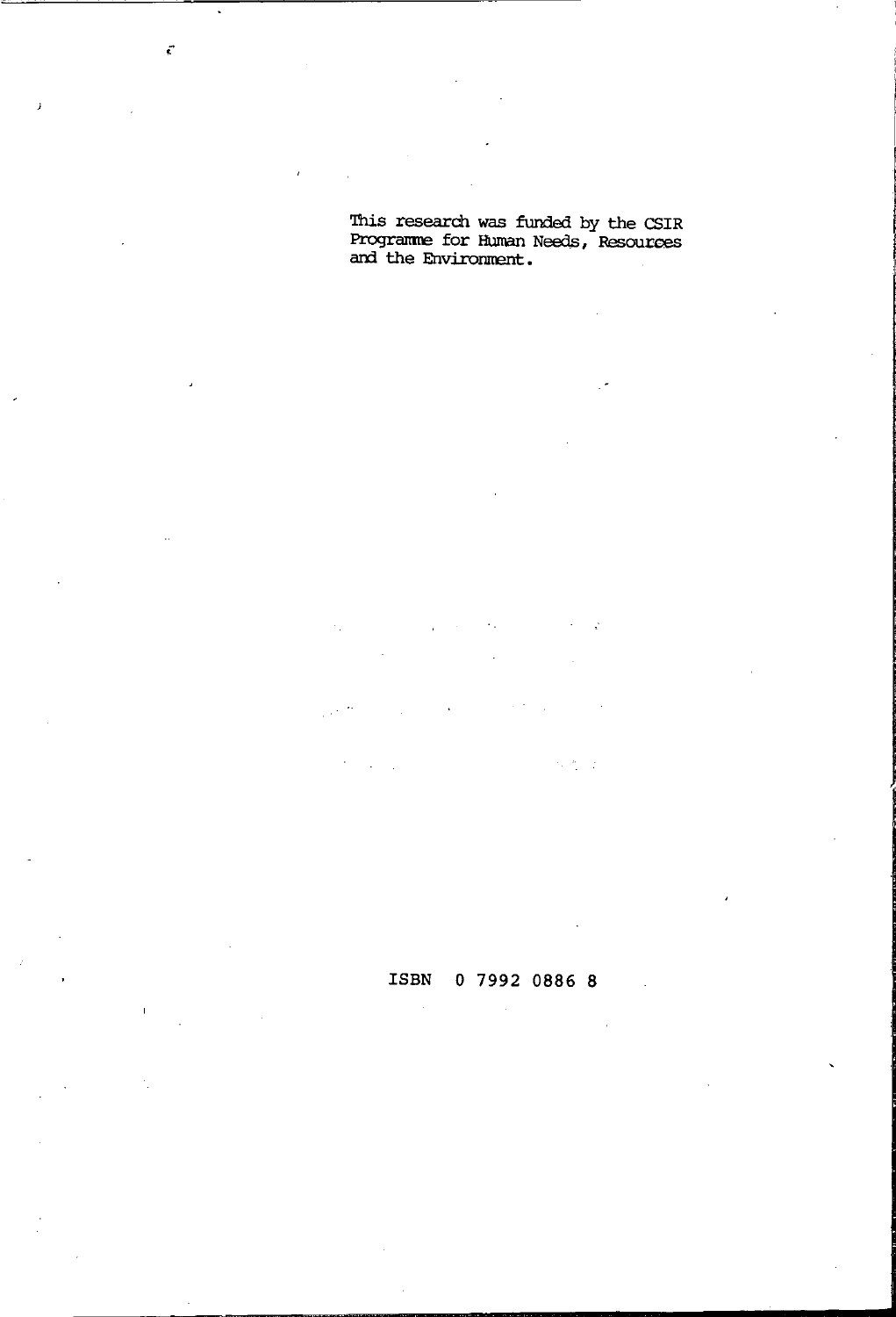This research was funded by the CSIR Programme for Human Needs, Resources and the Environment.

ISBN 0 7992 0886 8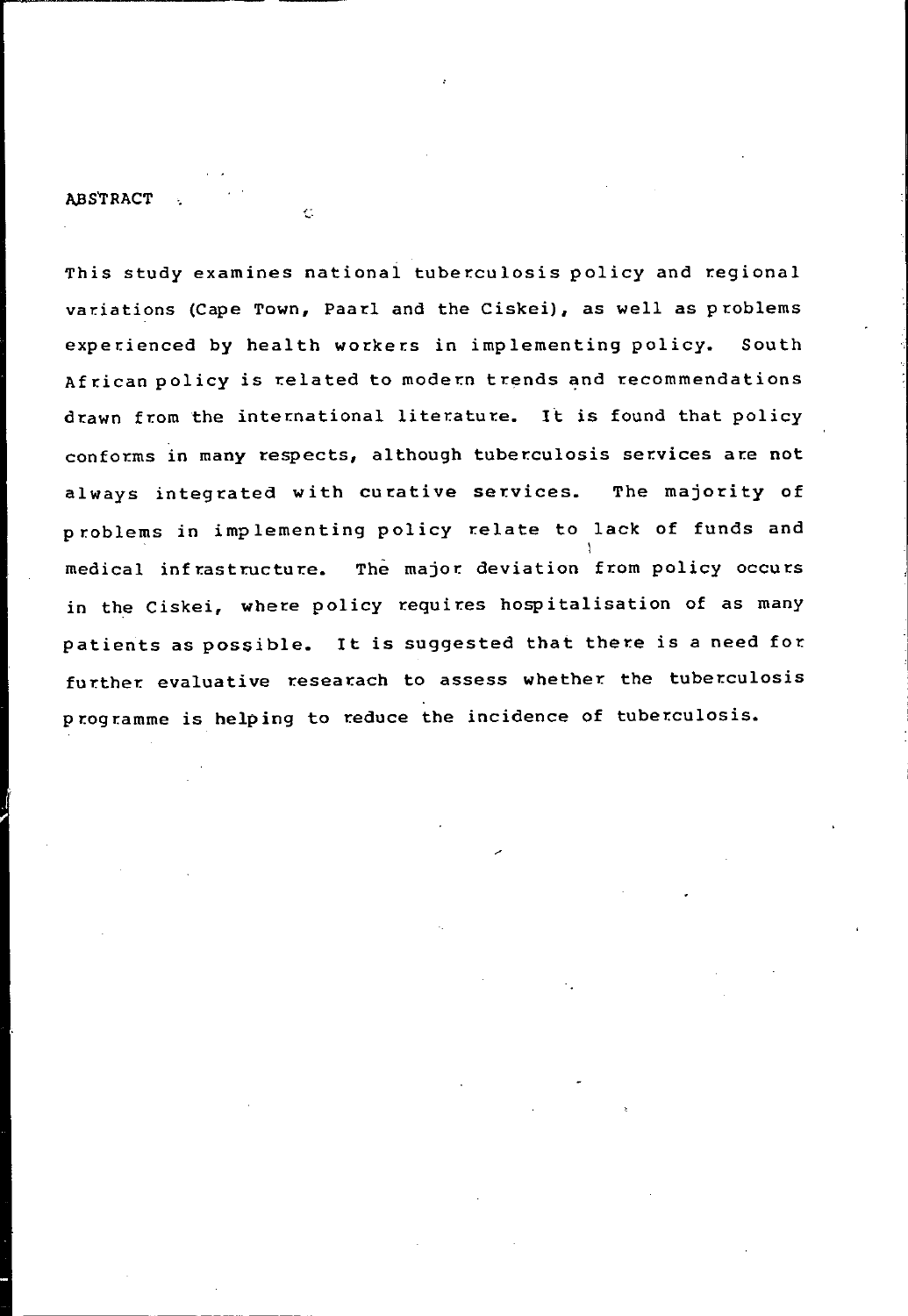## ABSTRACT

This study examines national tuberculosis policy and regional variations (Cape Town, Paarl and the Ciskei), as well as problems experienced by health workers in implementing policy. South African policy is related to modern trends and recommendations drawn from the international literature. It is found that policy conforms in many respects, although tuberculosis services are not always integrated with curative services. The majority of problems in implementing policy relate to lack of funds and medical infrastructure. The major deviation from policy occurs in the Ciskei, where policy requires hospitalisation of as many patients as possible. It is suggested that there is a need for further evaluative researach to assess whether the tuberculosis programme is helping to reduce the incidence of tuberculosis.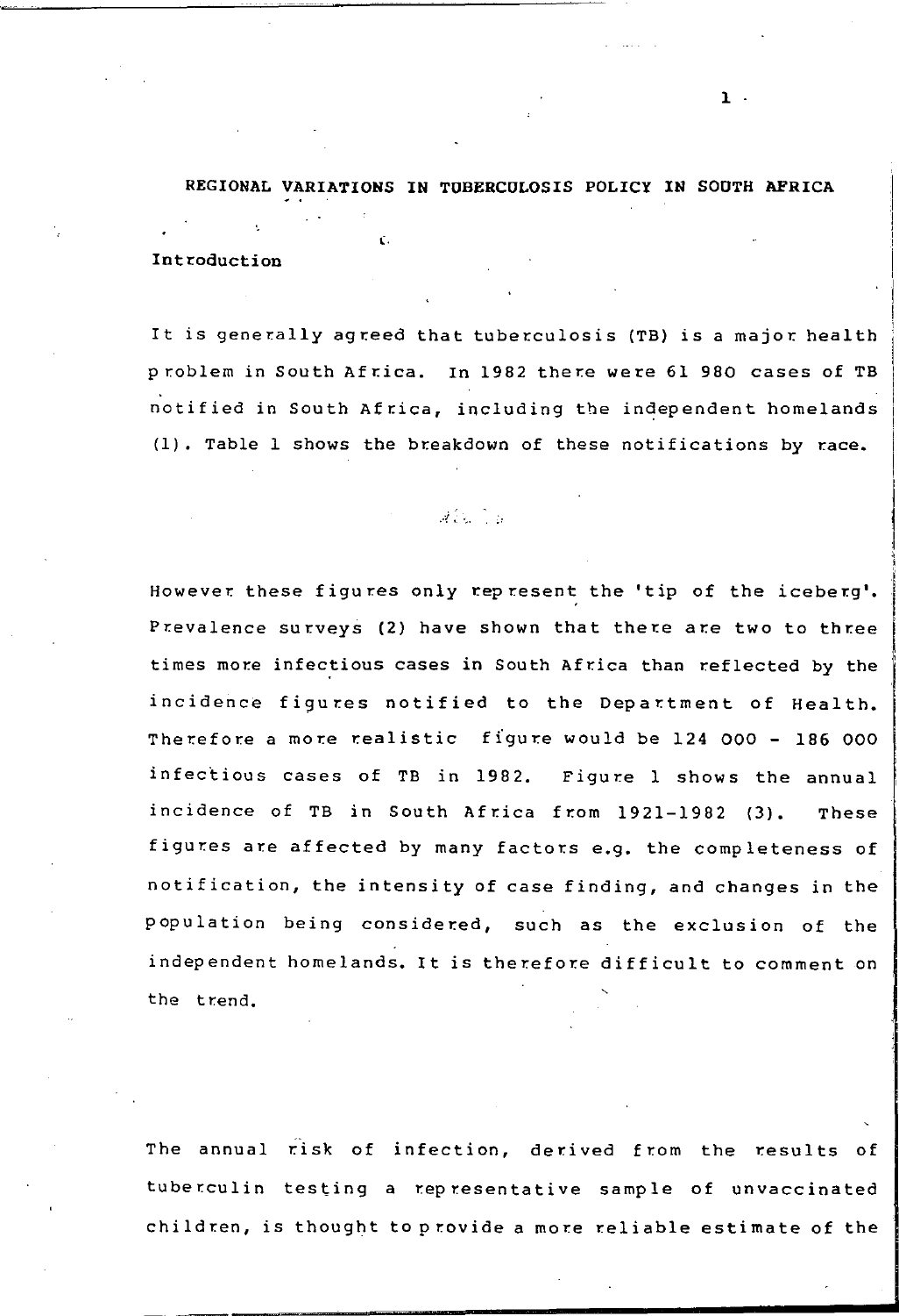# REGIONAL VARIATIONS IN TUBERCULOSIS POLICY IN SOUTH AFRICA

## Introduction

It is generally agreed that tuberculosis (TB) is a major health problem in South Africa. In 1982 there were 61 980 cases of TB notified in South Africa, including the independent homelands (1). Table 1 shows the breakdown of these notifications by race.

However these figures only represent the 'tip of the iceberg'. Prevalence surveys (2) have shown that there are two to three times more infectious cases in South Africa than reflected by the incidence figures notified to the Department of Health. Therefore a more realistic figure would be 124 000 - 186 000 infectious cases of TB in 1982. Figure 1 shows the annual incidence of TB in South Africa from 1921-1982 (3). These figures are affected by many factors e.g. the completeness of notification, the intensity of case finding, and changes in the population being considered, such as the exclusion of the independent homelands. It is therefore difficult to comment on the trend.

The annual risk of infection, derived from the results of tuberculin testing a representative sample of unvaccinated children, is thought to provide a more reliable estimate of the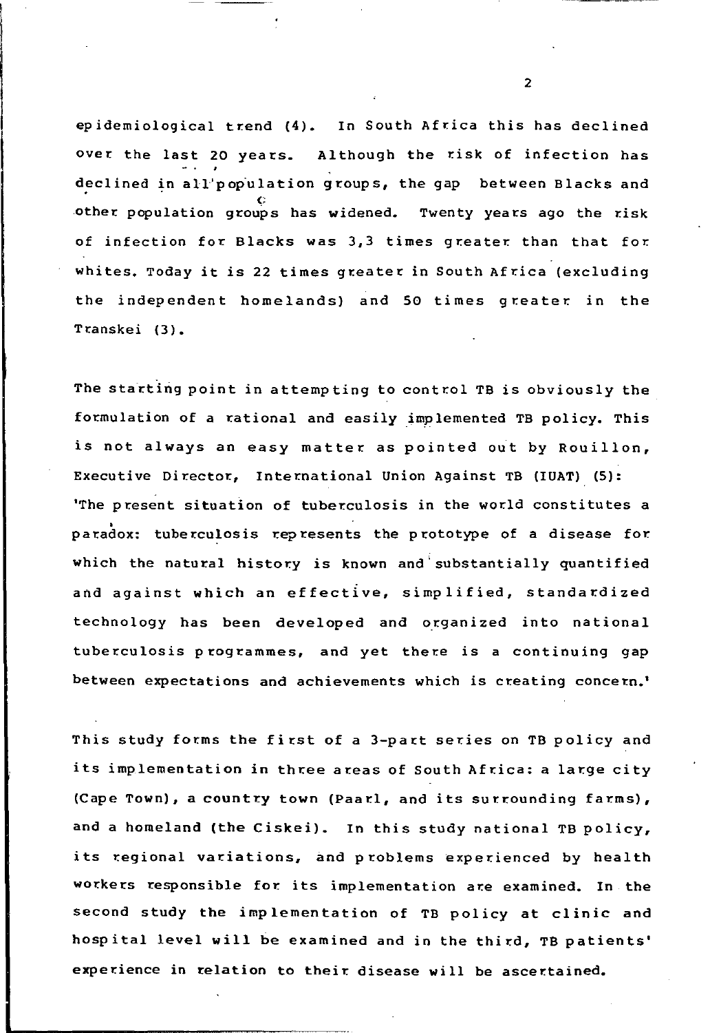epidemiological trend (4). In South Africa this has declined over the last 20 years. Although the risk of infection has declined in all population groups, the gap between Blacks and other population groups has widened. Twenty years ago the risk of infection for Blacks was 3,3 times greater than that for whites. Today it is 22 times greater in South Africa (excluding the independent homelands) and 50 times greater in the Transkei (3).

The starting point in attempting to control TB is obviously the formulation of a rational and easily implemented TB policy. This is not always an easy matter as pointed out by Rouillon, Executive Director, International Union Against TB (IUAT) (5): 'The present situation of tuberculosis in the world constitutes a paradox: tuberculosis represents the prototype of a disease for which the natural history is known and substantially quantified and against which an effective, simplified, standardized technology has been developed and organized into national tuberculosis programmes, and yet there is a continuing gap between expectations and achievements which is creating concern.'

This study forms the first of a 3-part series on TB policy and its implementation in three areas of South Africa: a large city (Cape Town), a country town (Paarl, and its surrounding farms), and a homeland (the Ciskei). In this study national TB policy, its regional variations, and problems experienced by health workers responsible for its implementation are examined. In the second study the implementation of TB policy at clinic and hospital level will be examined and in the third, TB patients' experience in relation to their disease will be ascertained.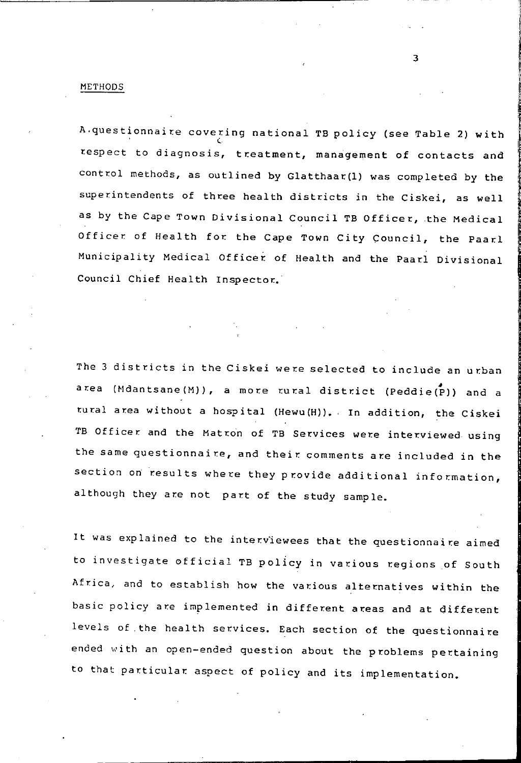## METHODS

A questionnaire covering national TB policy (see Table 2) with respect to diagnosis, treatment, management of contacts and control methods, as outlined by Glatthaar(1) was completed by the superintendents of three health districts in the Ciskei, as well as by the Cape Town Divisional Council TB Officer, the Medical Officer of Health for the Cape Town City Council, the Paarl Municipality Medical Officer of Health and the Paarl Divisional Council Chief Health Inspector.

The 3 districts in the Ciskei were selected to include an urban area (Mdantsane(M)), a more rural district (Peddie(P)) and a rural area without a hospital (Hewu(H)). In addition, the Ciskei TB Officer and the Matron of TB Services were interviewed using the same questionnaire, and their comments are included in the section on results where they provide additional information, although they are not part of the study sample.

It was explained to the interviewees that the questionnaire aimed to investigate official TB policy in various regions of South Africa, and to establish how the various alternatives within the basic policy are implemented in different areas and at different levels of the health services. Each section of the questionnaire ended with an open-ended question about the problems pertaining to that particular aspect of policy and its implementation.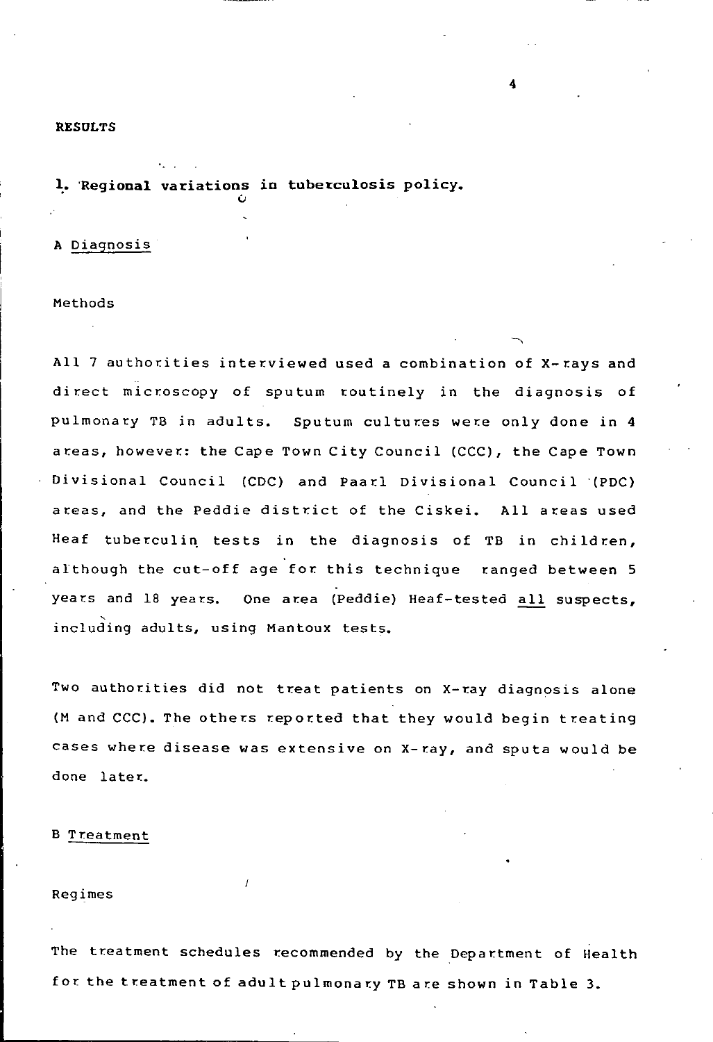## RESULTS

### 1. Regional variations in tuberculosis policy.

#### A Diagnosis

Methods

All 7 authorities interviewed used a combination of X-rays and direct microscopy of sputum routinely in the diagnosis of pulmonary TB in adults. Sputum cultures were only done in 4 areas, however: the Cape Town City Council (CCC), the Cape Town Divisional Council (CDC) and Paarl Divisional Council (PDC) areas, and the Peddie district of the Ciskei. All areas used Heaf tuberculin tests in the diagnosis of TB in children, although the cut-off age for this technique ranged between 5 years and 18 years. One area (Peddie) Heaf-tested all suspects, including adults, using Mantoux tests.

Two authorities did not treat patients on X-ray diagnosis alone (M and CCC). The others reported that they would begin treating cases where disease was extensive on X-ray, and sputa would be done later.

#### B Treatment

Regimes

The treatment schedules recommended by the Department of Health for the treatment of adult pulmonary TB are shown in Table 3.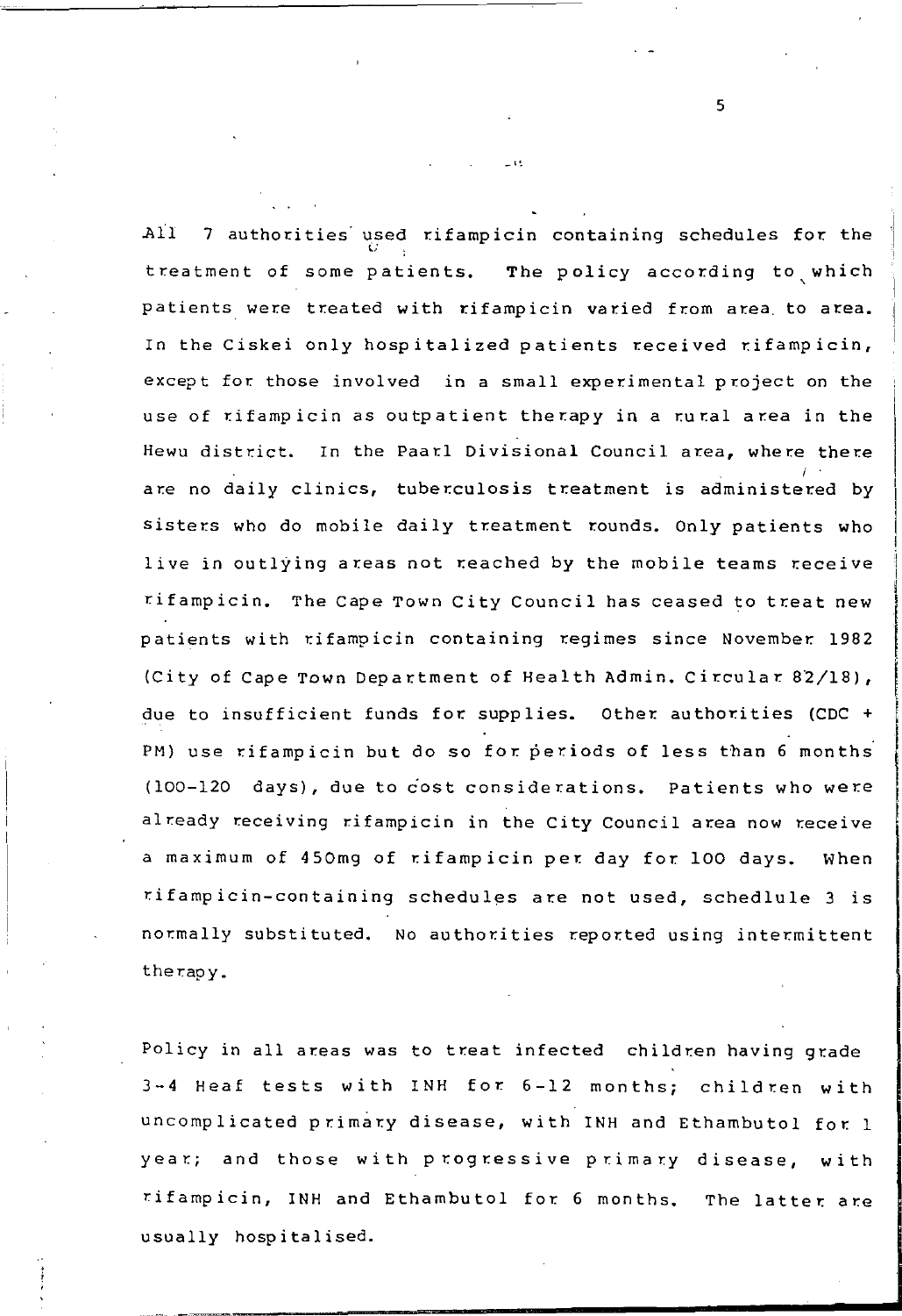All 7 authorities used rifampicin containing schedules for the treatment of some patients. The policy according to which patients were treated with rifampicin varied from area to area. In the Ciskei only hospitalized patients received rifampicin, except for those involved in a small experimental project on the use of rifampicin as outpatient therapy in a rural area in the Hewu district. In the Paarl Divisional Council area, where there are no daily clinics, tuberculosis treatment is administered by sisters who do mobile daily treatment rounds. Only patients who live in outlying areas not reached by the mobile teams receive rifampicin. The Cape Town City Council has ceased to treat new patients with rifampicin containing regimes since November 1982 (City of Cape Town Department of Health Admin. Circular 82/18), due to insufficient funds for supplies. Other authorities (CDC + PM) use rifampicin but do so for periods of less than 6 months (100-120 days), due to cost considerations. Patients who were already receiving rifampicin in the City Council area now receive a maximum of 450mg of rifampicin per day for 100 days. When rifampicin-containing schedules are not used, schedlule 3 is normally substituted. No authorities reported using intermittent therapy.

Policy in all areas was to treat infected children having grade 3-4 Heaf tests with INH for 6-12 months; children with uncomplicated primary disease, with INH and Ethambutol for 1 year; and those with progressive primary disease, with rifampicin, INH and Ethambutol for 6 months. The latter are usually hospitalised.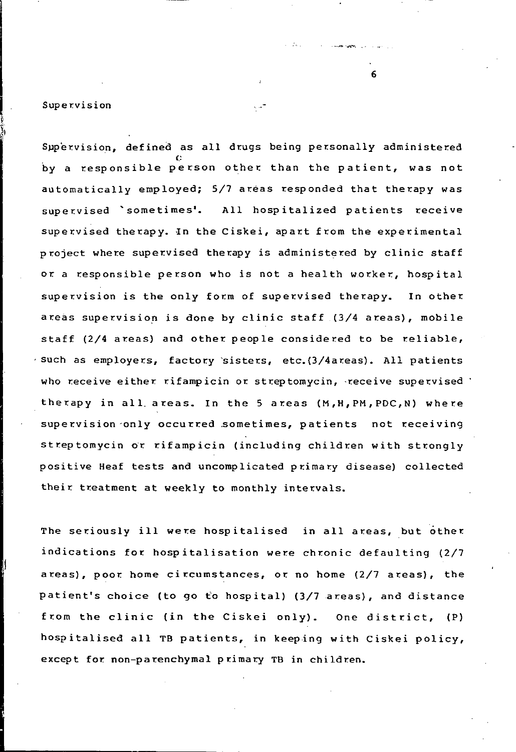## Supervision

Supervision, defined as all drugs being personally administered by a responsible person other than the patient, was not automatically employed; 5/7 areas responded that therapy was supervised `sometimes'. All hospitalized patients receive supervised therapy. In the Ciskei, apart from the experimental project where supervised therapy is administered by clinic staff or a responsible person who is not a health worker, hospital supervision is the only form of supervised therapy. In other areas supervision is done by clinic staff (3/4 areas), mobile staff (2/4 areas) and other people considered to be reliable, such as employers, factory sisters, etc.(3/4areas). All patients who receive either rifampicin or streptomycin, receive supervised therapy in all areas. In the 5 areas (M,H,PM,PDC,N) where supervision only occurred sometimes, patients not receiving streptomycin or rifampicin (including children with strongly positive Heaf tests and uncomplicated primary disease) collected their treatment at weekly to monthly intervals.

The seriously ill were hospitalised in all areas, but other indications for hospitalisation were chronic defaulting (2/7 areas), poor home circumstances, or no home (2/7 areas), the patient's choice (to go to hospital) (3/7 areas), and distance from the clinic (in the Ciskei only). One district, (P) hospitalised all TB patients, in keeping with Ciskei policy, except for non-parenchymal primary TB in children.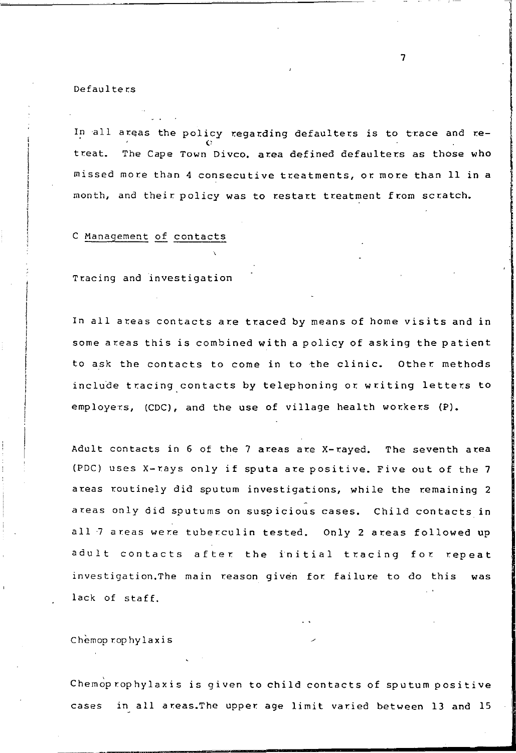Defaulters

In all areas the policy regarding defaulters is to trace and re-treat. The Cape Town Divco. area defined defaulters as those who missed more than 4 consecutive treatments, or more than 11 in a month, and their policy was to restart treatment from scratch.

C <u>Management of contacts</u>

Tracing and investigation

In all areas contacts are traced by means of home visits and in some areas this is combined with a policy of asking the patient to ask the contacts to come in to the clinic. Other methods include tracing contacts by telephoning or writing letters to employers, (CDC), and the use of village health workers (P).

Adult contacts in 6 of the 7 areas are X-rayed. The seventh area (PDC) uses X-rays only if sputa are positive. Five out of the 7 areas routinely did sputum investigations, while the remaining 2 areas only did sputums on suspicious cases. Child contacts in all 7 areas were tuberculin tested. Only 2 areas followed up adult contacts after the initial tracing for repeat investigation.The main reason given for failure to do this was lack of staff.

Chemoprophylaxis

Chemoprophylaxis is given to child contacts of sputum positive cases in all areas.The upper age limit varied between 13 and 15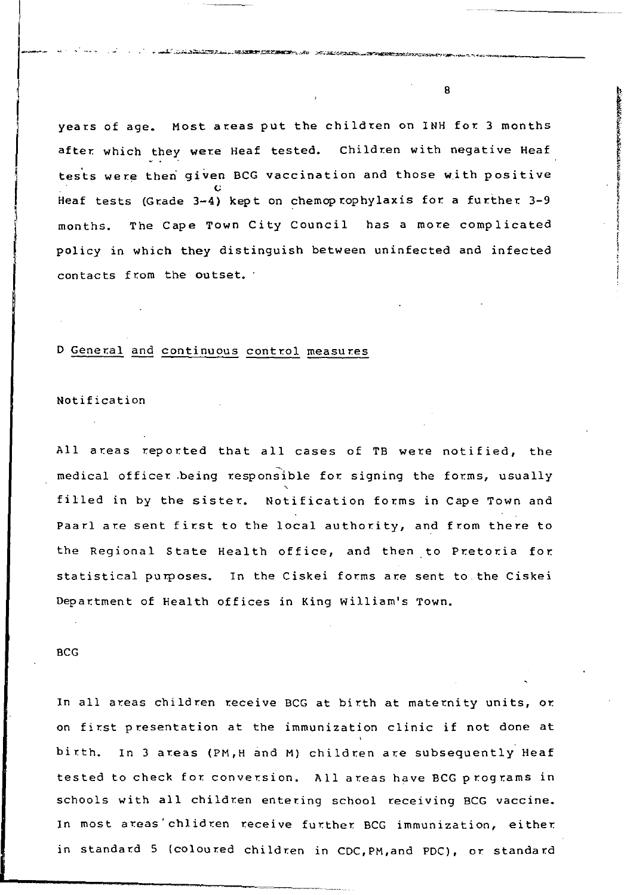years of age. Most areas put the children on INH for 3 months after which they were Heaf tested. Children with negative Heaf tests were then given BCG vaccination and those with positive Heaf tests (Grade 3-4) kept on chemoprophylaxis for a further 3-9 months. The Cape Town City Council has a more complicated policy in which they distinguish between uninfected and infected contacts from the outset.

D General and continuous control measures

Notification

All areas reported that all cases of TB were notified, the medical officer being responsible for signing the forms, usually filled in by the sister. Notification forms in Cape Town and Paarl are sent first to the local authority, and from there to the Regional State Health office, and then to Pretoria for statistical purposes. In the Ciskei forms are sent to the Ciskei Department of Health offices in King William's Town.

BCG

In all areas children receive BCG at birth at maternity units, or on first presentation at the immunization clinic if not done at birth. In 3 areas (PM,H and M) children are subsequently Heaf tested to check for conversion. All areas have BCG programs in schools with all children entering school receiving BCG vaccine. In most areas chlidren receive further BCG immunization, either in standard 5 (coloured children in CDC,PM,and PDC), or standard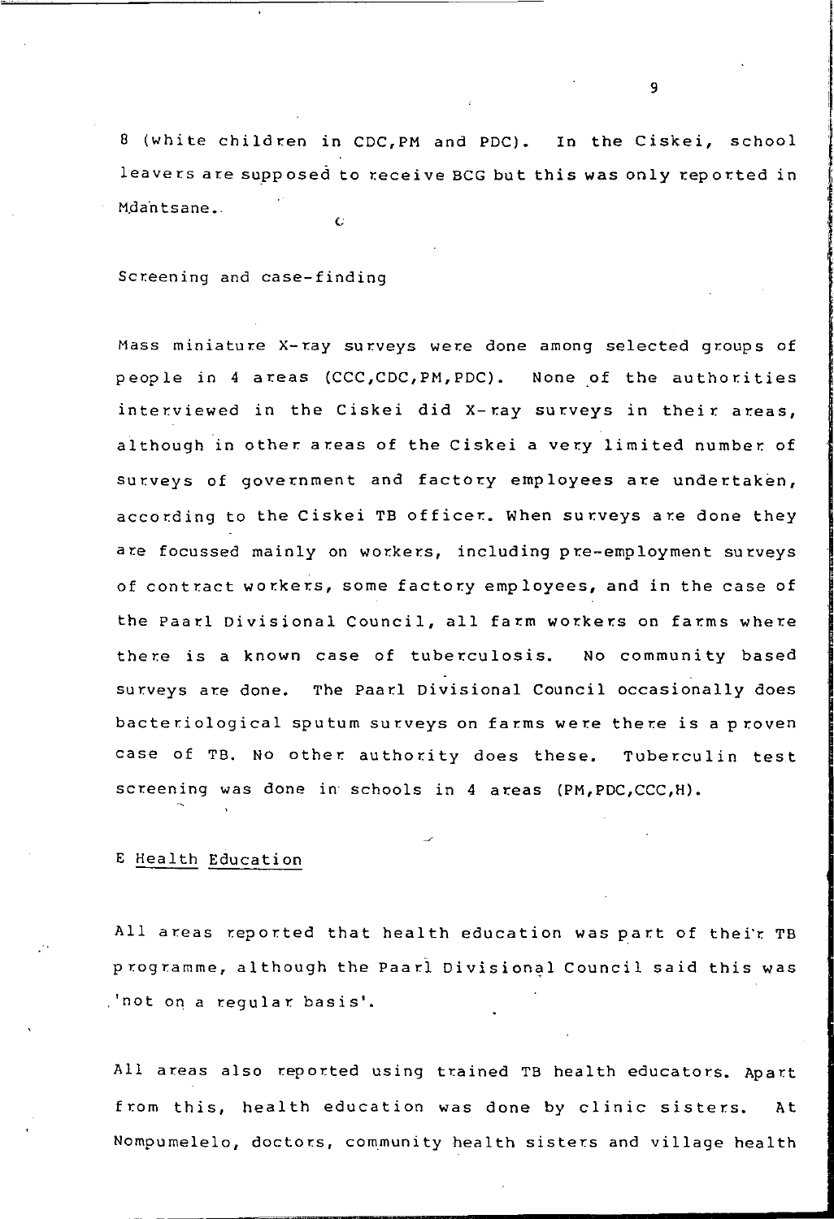8 (white children in CDC,PM and PDC). In the Ciskei, school leavers are supposed to receive BCG but this was only reported in Mdantsane.

Screening and case-finding

Mass miniature X-ray surveys were done among selected groups of people in 4 areas (CCC,CDC,PM,PDC). None of the authorities interviewed in the Ciskei did X-ray surveys in their areas, although in other areas of the Ciskei a very limited number of surveys of government and factory employees are undertaken, according to the Ciskei TB officer. When surveys are done they are focussed mainly on workers, including pre-employment surveys of contract workers, some factory employees, and in the case of the Paarl Divisional Council, all farm workers on farms where there is a known case of tuberculosis. No community based surveys are done. The Paarl Divisional Council occasionally does bacteriological sputum surveys on farms were there is a proven case of TB. No other authority does these. Tuberculin test screening was done in schools in 4 areas (PM,PDC,CCC,H).

## E <u>Health Education</u>

All areas reported that health education was part of their TB programme, although the Paarl Divisional Council said this was 'not on a regular basis'.

All areas also reported using trained TB health educators. Apart from this, health education was done by clinic sisters. At Nompumelelo, doctors, community health sisters and village health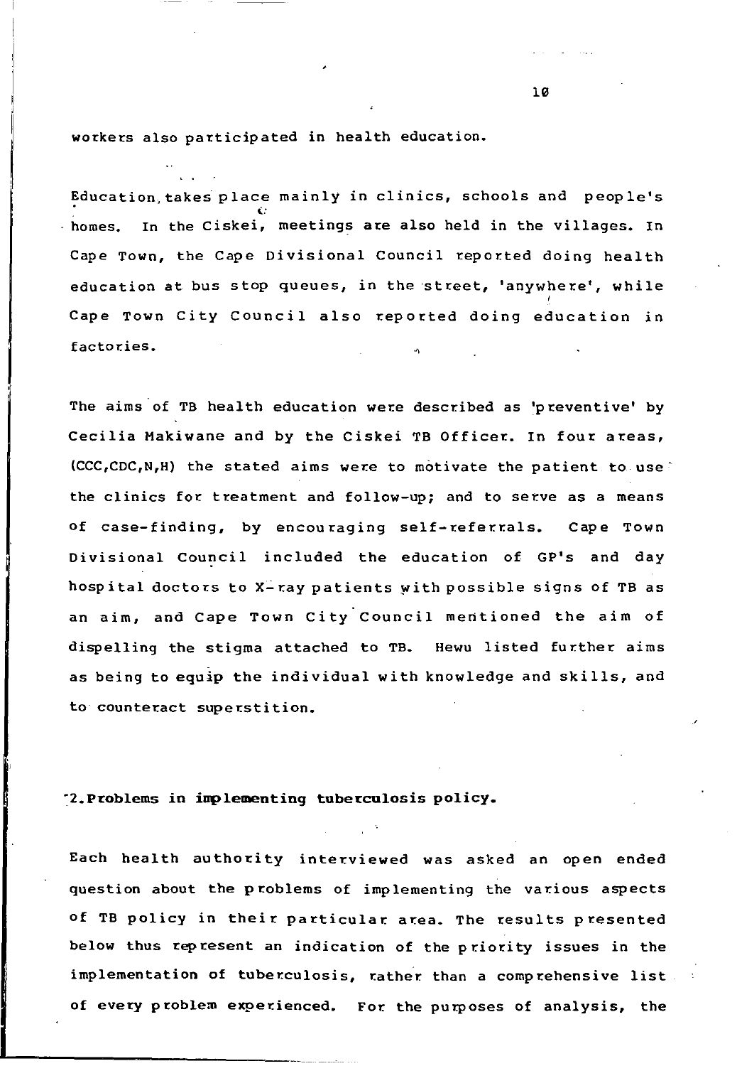workers also participated in health education.

Education takes place mainly in clinics, schools and people's homes. In the Ciskei, meetings are also held in the villages. In Cape Town, the Cape Divisional Council reported doing health education at bus stop queues, in the street, 'anywhere', while Cape Town City Council also reported doing education in factories.

The aims of TB health education were described as 'preventive' by Cecilia Makiwane and by the Ciskei TB Officer. In four areas, (CCC,CDC,N,H) the stated aims were to motivate the patient to use the clinics for treatment and follow-up; and to serve as a means of case-finding, by encouraging self-referrals. Cape Town Divisional Council included the education of GP's and day hospital doctors to X-ray patients with possible signs of TB as an aim, and Cape Town City Council mentioned the aim of dispelling the stigma attached to TB. Hewu listed further aims as being to equip the individual with knowledge and skills, and to counteract superstition.

## 2. Problems in implementing tuberculosis policy.

Each health authority interviewed was asked an open ended question about the problems of implementing the various aspects of TB policy in their particular area. The results presented below thus represent an indication of the priority issues in the implementation of tuberculosis, rather than a comprehensive list of every problem experienced. For the purposes of analysis, the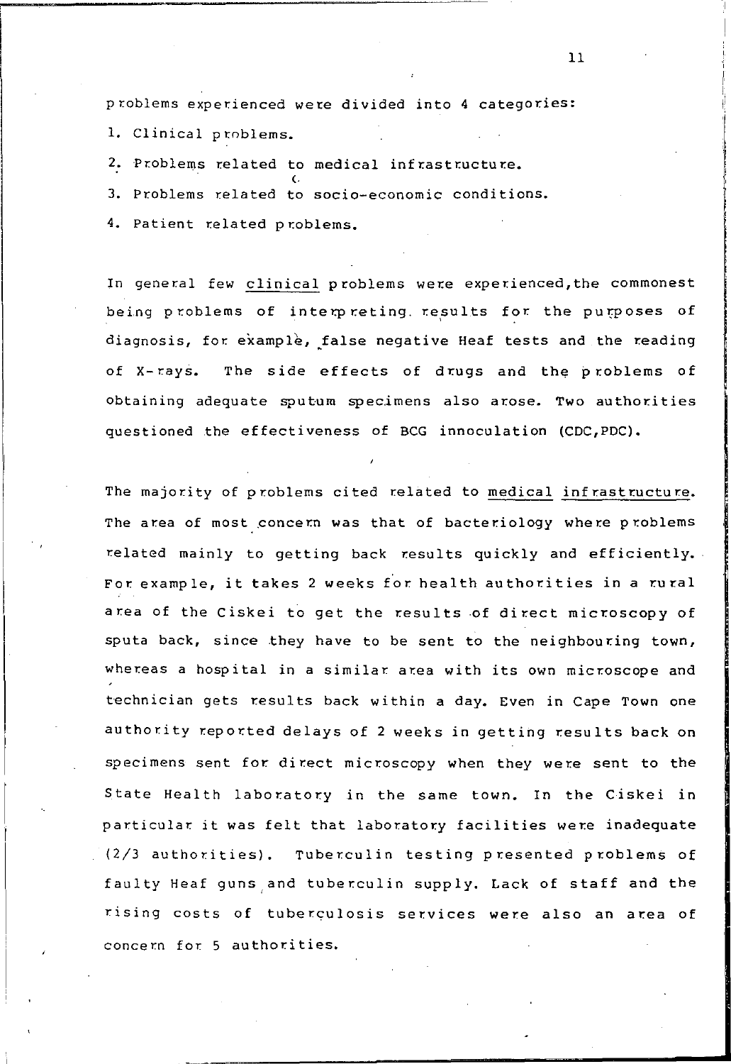problems experienced were divided into 4 categories:

1. Clinical problems.
2. Problems related to medical infrastructure.
3. Problems related to socio-economic conditions.
4. Patient related problems.

In general few clinical problems were experienced, the commonest being problems of interpreting results for the purposes of diagnosis, for example, false negative Heaf tests and the reading of X-rays. The side effects of drugs and the problems of obtaining adequate sputum specimens also arose. Two authorities questioned the effectiveness of BCG innoculation (CDC, PDC).

The majority of problems cited related to medical infrastructure. The area of most concern was that of bacteriology where problems related mainly to getting back results quickly and efficiently. For example, it takes 2 weeks for health authorities in a rural area of the Ciskei to get the results of direct microscopy of sputa back, since they have to be sent to the neighbouring town, whereas a hospital in a similar area with its own microscope and technician gets results back within a day. Even in Cape Town one authority reported delays of 2 weeks in getting results back on specimens sent for direct microscopy when they were sent to the State Health laboratory in the same town. In the Ciskei in particular it was felt that laboratory facilities were inadequate (2/3 authorities). Tuberculin testing presented problems of faulty Heaf guns and tuberculin supply. Lack of staff and the rising costs of tuberculosis services were also an area of concern for 5 authorities.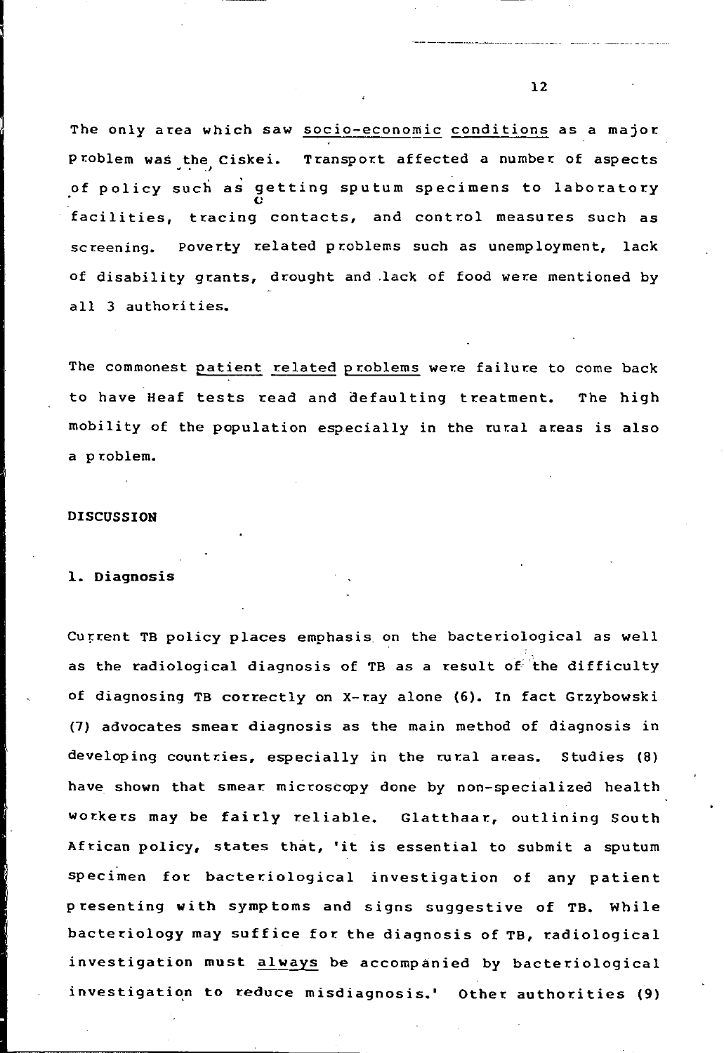The only area which saw <u>socio-economic</u> <u>conditions</u> as a major problem was the Ciskei. Transport affected a number of aspects of policy such as getting sputum specimens to laboratory facilities, tracing contacts, and control measures such as screening. Poverty related problems such as unemployment, lack of disability grants, drought and lack of food were mentioned by all 3 authorities.

The commonest <u>patient</u> <u>related</u> <u>problems</u> were failure to come back to have Heaf tests read and defaulting treatment. The high mobility of the population especially in the rural areas is also a problem.

**DISCUSSION**

**1. Diagnosis**

Current TB policy places emphasis on the bacteriological as well as the radiological diagnosis of TB as a result of the difficulty of diagnosing TB correctly on X-ray alone (6). In fact Grzybowski (7) advocates smear diagnosis as the main method of diagnosis in developing countries, especially in the rural areas. Studies (8) have shown that smear microscopy done by non-specialized health workers may be fairly reliable. Glatthaar, outlining South African policy, states that, 'it is essential to submit a sputum specimen for bacteriological investigation of any patient presenting with symptoms and signs suggestive of TB. While bacteriology may suffice for the diagnosis of TB, radiological investigation must <u>always</u> be accompanied by bacteriological investigation to reduce misdiagnosis.' Other authorities (9)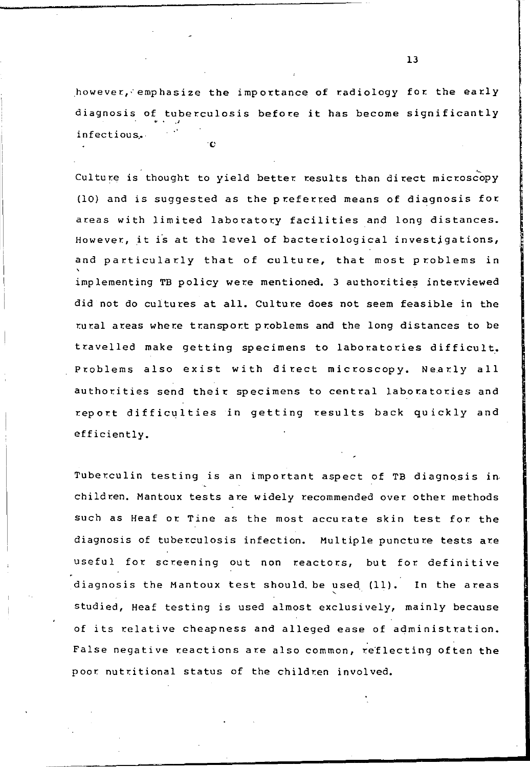however, emphasize the importance of radiology for the early diagnosis of tuberculosis before it has become significantly infectious.

Culture is thought to yield better results than direct microscopy (10) and is suggested as the preferred means of diagnosis for areas with limited laboratory facilities and long distances. However, it is at the level of bacteriological investigations, and particularly that of culture, that most problems in implementing TB policy were mentioned. 3 authorities interviewed did not do cultures at all. Culture does not seem feasible in the rural areas where transport problems and the long distances to be travelled make getting specimens to laboratories difficult. Problems also exist with direct microscopy. Nearly all authorities send their specimens to central laboratories and report difficulties in getting results back quickly and efficiently.

Tuberculin testing is an important aspect of TB diagnosis in children. Mantoux tests are widely recommended over other methods such as Heaf or Tine as the most accurate skin test for the diagnosis of tuberculosis infection. Multiple puncture tests are useful for screening out non reactors, but for definitive diagnosis the Mantoux test should be used (11). In the areas studied, Heaf testing is used almost exclusively, mainly because of its relative cheapness and alleged ease of administration. False negative reactions are also common, reflecting often the poor nutritional status of the children involved.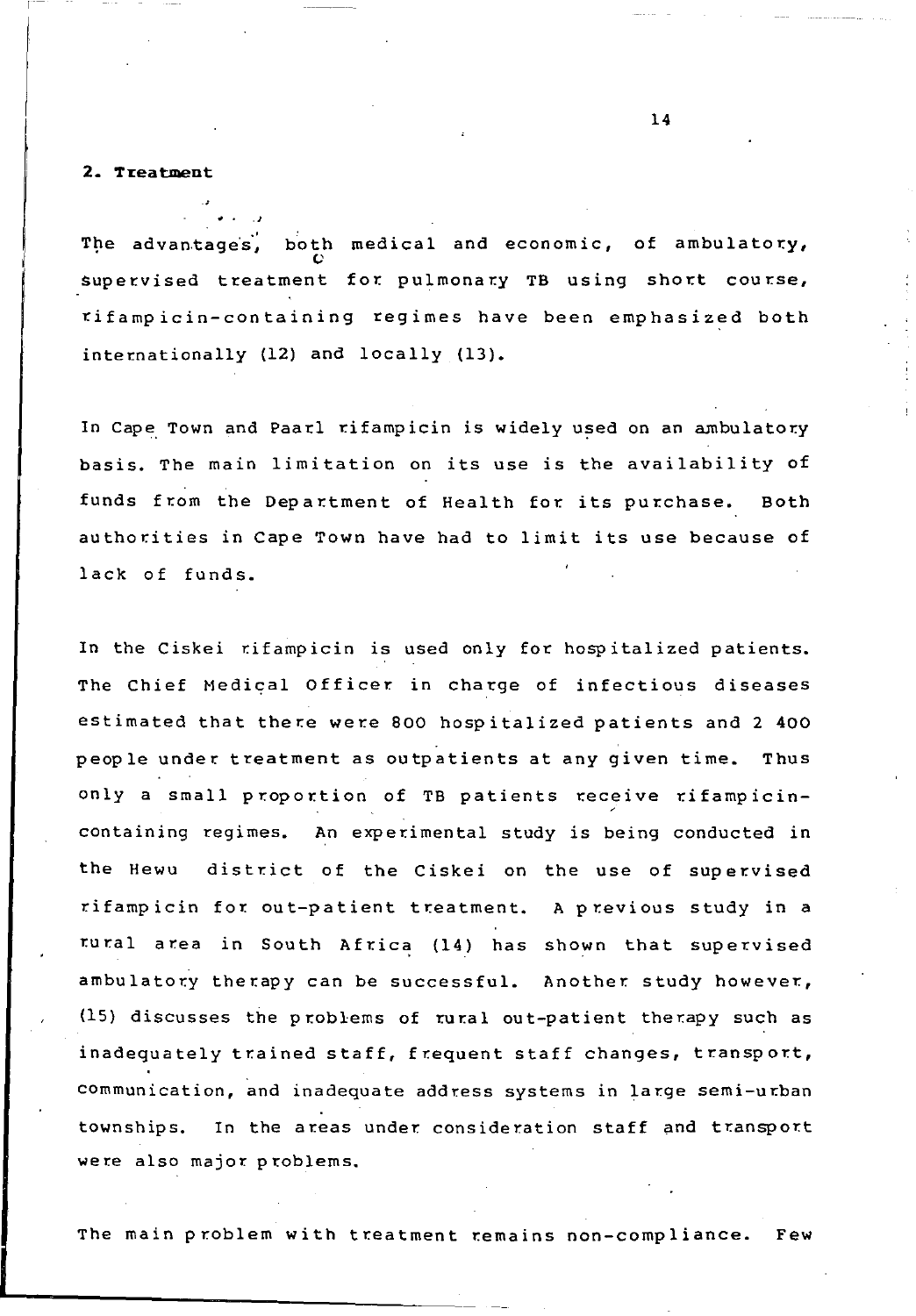## 2. Treatment

The advantages, both medical and economic, of ambulatory, supervised treatment for pulmonary TB using short course, rifampicin-containing regimes have been emphasized both internationally (12) and locally (13).

In Cape Town and Paarl rifampicin is widely used on an ambulatory basis. The main limitation on its use is the availability of funds from the Department of Health for its purchase. Both authorities in Cape Town have had to limit its use because of lack of funds.

In the Ciskei rifampicin is used only for hospitalized patients. The Chief Medical Officer in charge of infectious diseases estimated that there were 800 hospitalized patients and 2 400 people under treatment as outpatients at any given time. Thus only a small proportion of TB patients receive rifampicin-containing regimes. An experimental study is being conducted in the Hewu district of the Ciskei on the use of supervised rifampicin for out-patient treatment. A previous study in a rural area in South Africa (14) has shown that supervised ambulatory therapy can be successful. Another study however, (15) discusses the problems of rural out-patient therapy such as inadequately trained staff, frequent staff changes, transport, communication, and inadequate address systems in large semi-urban townships. In the areas under consideration staff and transport were also major problems.

The main problem with treatment remains non-compliance. Few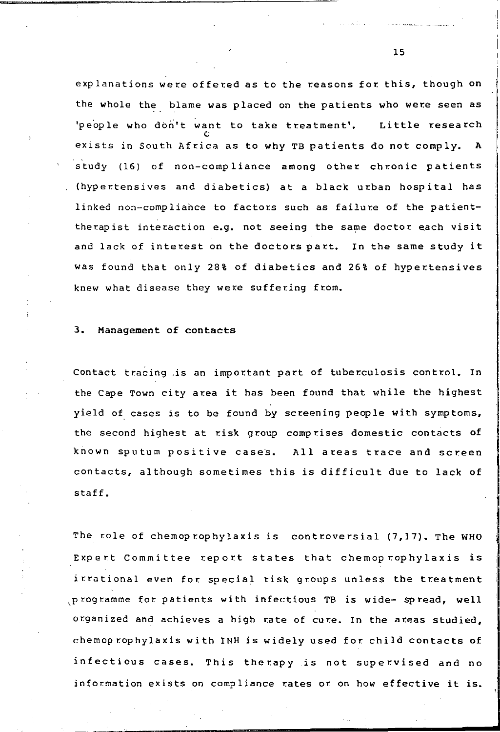explanations were offered as to the reasons for this, though on the whole the blame was placed on the patients who were seen as 'people who don't want to take treatment'. Little research exists in South Africa as to why TB patients do not comply. A study (16) of non-compliance among other chronic patients (hypertensives and diabetics) at a black urban hospital has linked non-compliance to factors such as failure of the patient-therapist interaction e.g. not seeing the same doctor each visit and lack of interest on the doctors part. In the same study it was found that only 28% of diabetics and 26% of hypertensives knew what disease they were suffering from.

### 3. Management of contacts

Contact tracing is an important part of tuberculosis control. In the Cape Town city area it has been found that while the highest yield of cases is to be found by screening people with symptoms, the second highest at risk group comprises domestic contacts of known sputum positive cases. All areas trace and screen contacts, although sometimes this is difficult due to lack of staff.

The role of chemoprophylaxis is controversial (7,17). The WHO Expert Committee report states that chemoprophylaxis is irrational even for special risk groups unless the treatment programme for patients with infectious TB is wide- spread, well organized and achieves a high rate of cure. In the areas studied, chemoprophylaxis with INH is widely used for child contacts of infectious cases. This therapy is not supervised and no information exists on compliance rates or on how effective it is.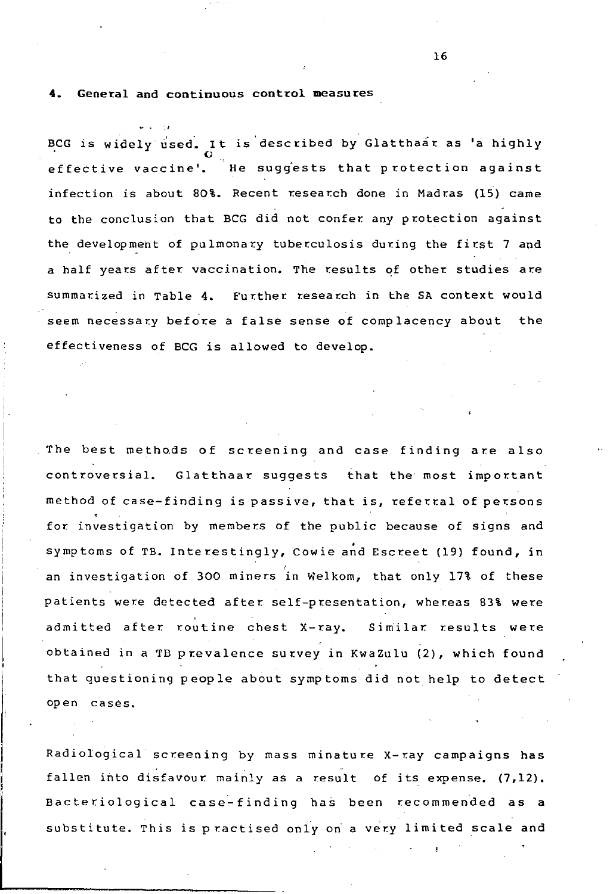## 4. General and continuous control measures

BCG is widely used. It is described by Glatthaar as 'a highly effective vaccine'. He suggests that protection against infection is about 80%. Recent research done in Madras (15) came to the conclusion that BCG did not confer any protection against the development of pulmonary tuberculosis during the first 7 and a half years after vaccination. The results of other studies are summarized in Table 4. Further research in the SA context would seem necessary before a false sense of complacency about the effectiveness of BCG is allowed to develop.

The best methods of screening and case finding are also controversial. Glatthaar suggests that the most important method of case-finding is passive, that is, referral of persons for investigation by members of the public because of signs and symptoms of TB. Interestingly, Cowie and Escreet (19) found, in an investigation of 300 miners in Welkom, that only 17% of these patients were detected after self-presentation, whereas 83% were admitted after routine chest X-ray. Similar results were obtained in a TB prevalence survey in KwaZulu (2), which found that questioning people about symptoms did not help to detect open cases.

Radiological screening by mass minature X-ray campaigns has fallen into disfavour mainly as a result of its expense. (7,12). Bacteriological case-finding has been recommended as a substitute. This is practised only on a very limited scale and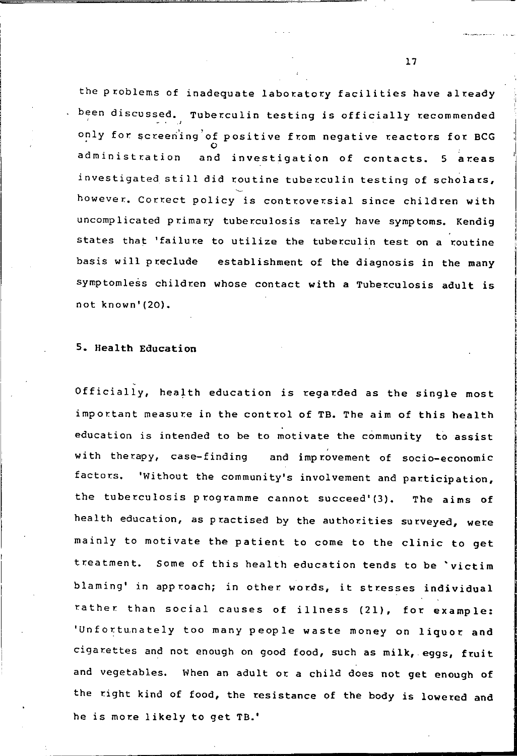the problems of inadequate laboratory facilities have already been discussed. Tuberculin testing is officially recommended only for screening of positive from negative reactors for BCG administration and investigation of contacts. 5 areas investigated still did routine tuberculin testing of scholars, however. Correct policy is controversial since children with uncomplicated primary tuberculosis rarely have symptoms. Kendig states that 'failure to utilize the tuberculin test on a routine basis will preclude establishment of the diagnosis in the many symptomless children whose contact with a Tuberculosis adult is not known'(20).

## 5. Health Education

Officially, health education is regarded as the single most important measure in the control of TB. The aim of this health education is intended to be to motivate the community to assist with therapy, case-finding and improvement of socio-economic factors. 'Without the community's involvement and participation, the tuberculosis programme cannot succeed'(3). The aims of health education, as practised by the authorities surveyed, were mainly to motivate the patient to come to the clinic to get treatment. Some of this health education tends to be 'victim blaming' in approach; in other words, it stresses individual rather than social causes of illness (21), for example: 'Unfortunately too many people waste money on liquor and cigarettes and not enough on good food, such as milk, eggs, fruit and vegetables. When an adult or a child does not get enough of the right kind of food, the resistance of the body is lowered and he is more likely to get TB.'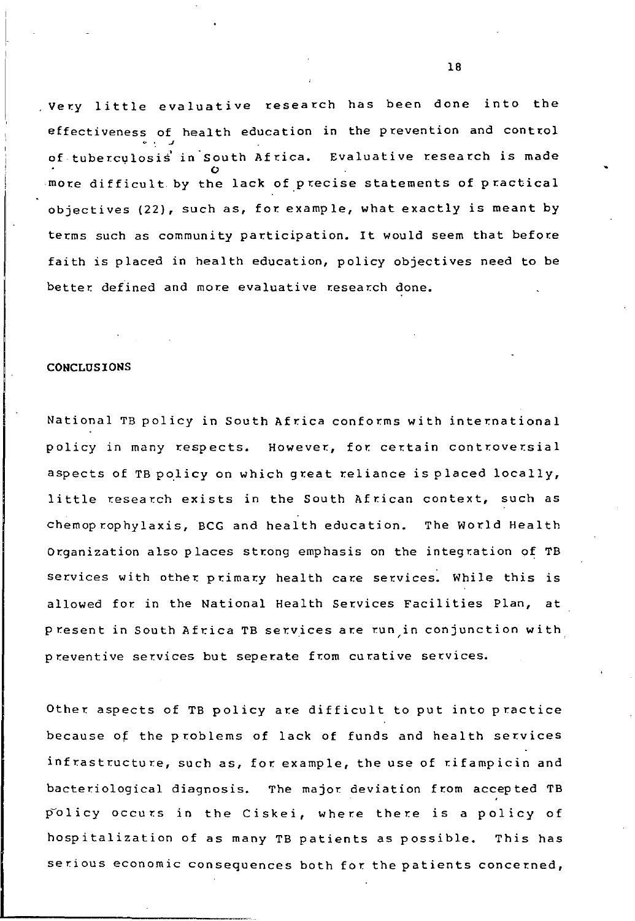Very little evaluative research has been done into the effectiveness of health education in the prevention and control of tuberculosis in South Africa. Evaluative research is made more difficult by the lack of precise statements of practical objectives (22), such as, for example, what exactly is meant by terms such as community participation. It would seem that before faith is placed in health education, policy objectives need to be better defined and more evaluative research done.

**CONCLUSIONS**

National TB policy in South Africa conforms with international policy in many respects. However, for certain controversial aspects of TB policy on which great reliance is placed locally, little research exists in the South African context, such as chemoprophylaxis, BCG and health education. The World Health Organization also places strong emphasis on the integration of TB services with other primary health care services. While this is allowed for in the National Health Services Facilities Plan, at present in South Africa TB services are run in conjunction with preventive services but seperate from curative services.

Other aspects of TB policy are difficult to put into practice because of the problems of lack of funds and health services infrastructure, such as, for example, the use of rifampicin and bacteriological diagnosis. The major deviation from accepted TB policy occurs in the Ciskei, where there is a policy of hospitalization of as many TB patients as possible. This has serious economic consequences both for the patients concerned,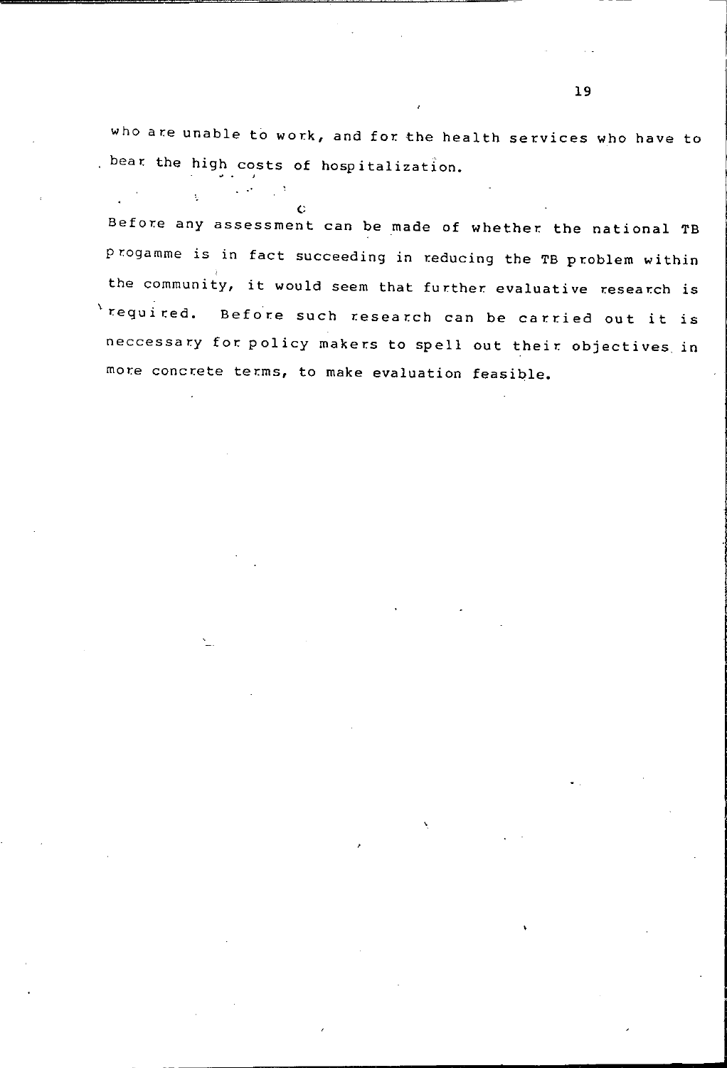who are unable to work, and for the health services who have to bear the high costs of hospitalization.

Before any assessment can be made of whether the national TB progamme is in fact succeeding in reducing the TB problem within the community, it would seem that further evaluative research is required. Before such research can be carried out it is neccessary for policy makers to spell out their objectives in more concrete terms, to make evaluation feasible.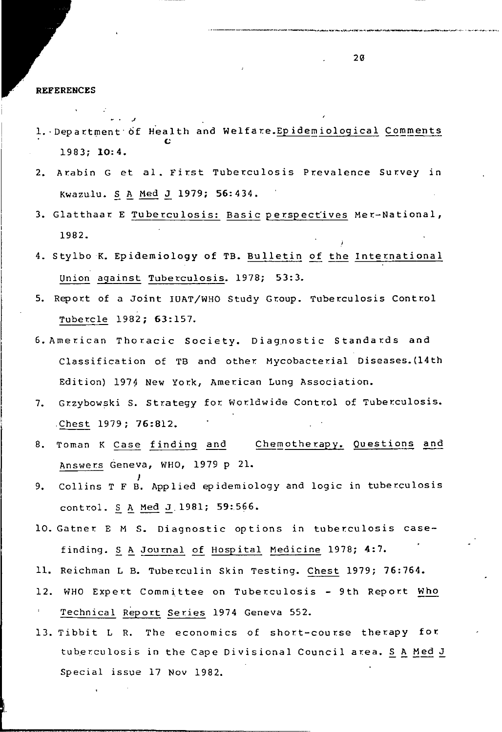# REFERENCES

1. Department of Health and Welfare. Epidemiological Comments 1983; **10**:4.
2. Arabin G et al. First Tuberculosis Prevalence Survey in Kwazulu. S A Med J 1979; **56**:434.
3. Glatthaar E Tuberculosis: Basic perspectives Mer-National, 1982.
4. Stylbo K. Epidemiology of TB. Bulletin of the International Union against Tuberculosis. 1978; 53:3.
5. Report of a Joint IUAT/WHO Study Group. Tuberculosis Control Tubercle 1982; **63**:157.
6. American Thoracic Society. Diagnostic Standards and Classification of TB and other Mycobacterial Diseases.(14th Edition) 1974 New York, American Lung Association.
7. Grzybowski S. Strategy for Worldwide Control of Tuberculosis. Chest 1979; **76**:812.
8. Toman K Case finding and Chemotherapy. Questions and Answers Geneva, WHO, 1979 p 21.
9. Collins T F B. Applied epidemiology and logic in tuberculosis control. S A Med J 1981; **59**:566.
10. Gatner E M S. Diagnostic options in tuberculosis case-finding. S A Journal of Hospital Medicine 1978; **4**:7.
11. Reichman L B. Tuberculin Skin Testing. Chest 1979; **76**:764.
12. WHO Expert Committee on Tuberculosis - 9th Report Who Technical Report Series 1974 Geneva 552.
13. Tibbit L R. The economics of short-course therapy for tuberculosis in the Cape Divisional Council area. S A Med J Special issue 17 Nov 1982.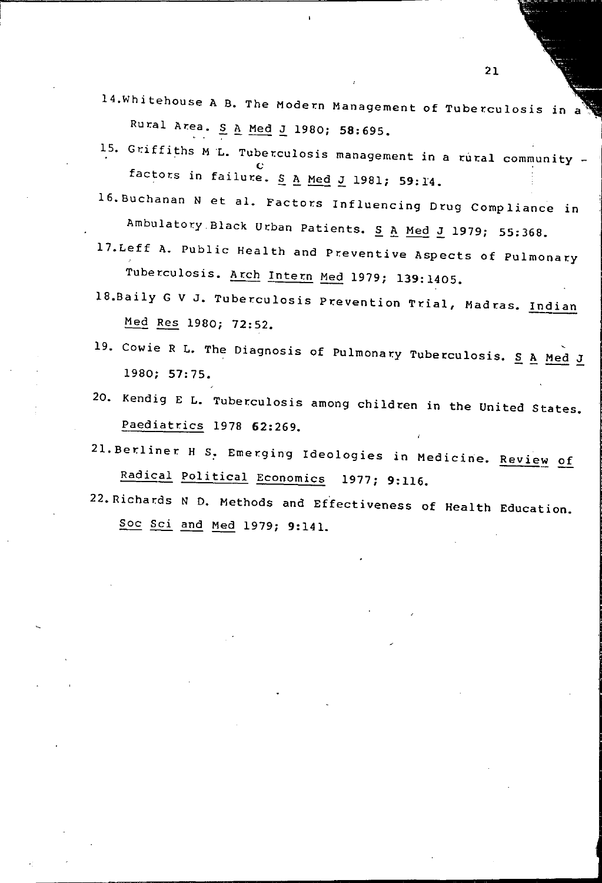14. Whitehouse A B. The Modern Management of Tuberculosis in a Rural Area. S A Med J 1980; **58**:695.

15. Griffiths M L. Tuberculosis management in a rural community - factors in failure. S A Med J 1981; **59**:14.

16. Buchanan N et al. Factors Influencing Drug Compliance in Ambulatory Black Urban Patients. S A Med J 1979; 55:368.

17. Leff A. Public Health and Preventive Aspects of Pulmonary Tuberculosis. Arch Intern Med 1979; **139**:1405.

18. Baily G V J. Tuberculosis Prevention Trial, Madras. Indian Med Res 1980; 72:52.

19. Cowie R L. The Diagnosis of Pulmonary Tuberculosis. S A Med J 1980; **57**:75.

20. Kendig E L. Tuberculosis among children in the United States. Paediatrics 1978 **62**:269.

21. Berliner H S. Emerging Ideologies in Medicine. Review of Radical Political Economics 1977; **9**:116.

22. Richards N D. Methods and Effectiveness of Health Education. Soc Sci and Med 1979; **9**:141.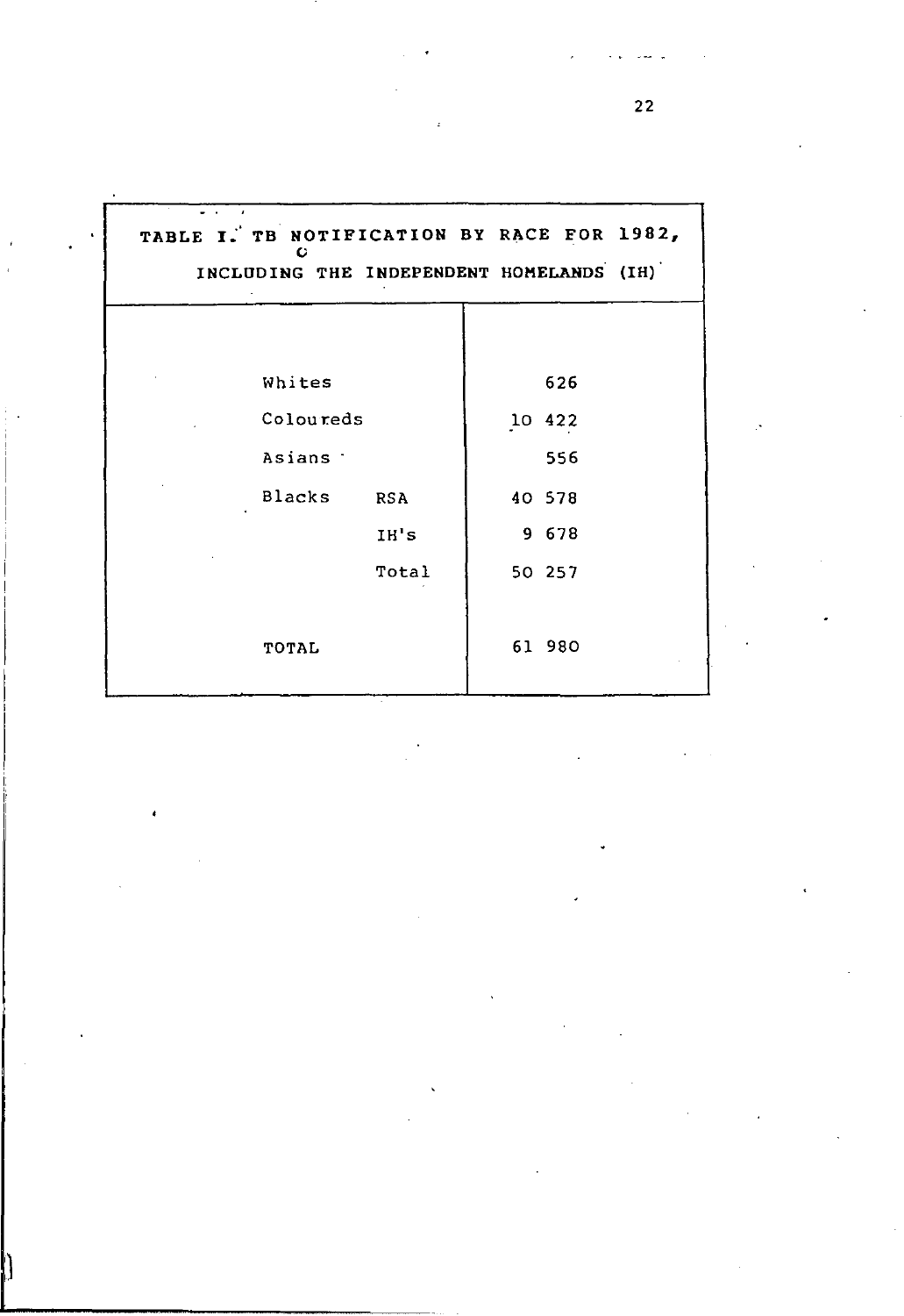TABLE I. TB NOTIFICATION BY RACE FOR 1982, INCLUDING THE INDEPENDENT HOMELANDS (IH)

| | | |
|---|---|---|
| Whites | | 626 |
| Coloureds | | 10 422 |
| Asians | | 556 |
| Blacks | RSA | 40 578 |
| | IH's | 9 678 |
| | Total | 50 257 |
| TOTAL | | 61 980 |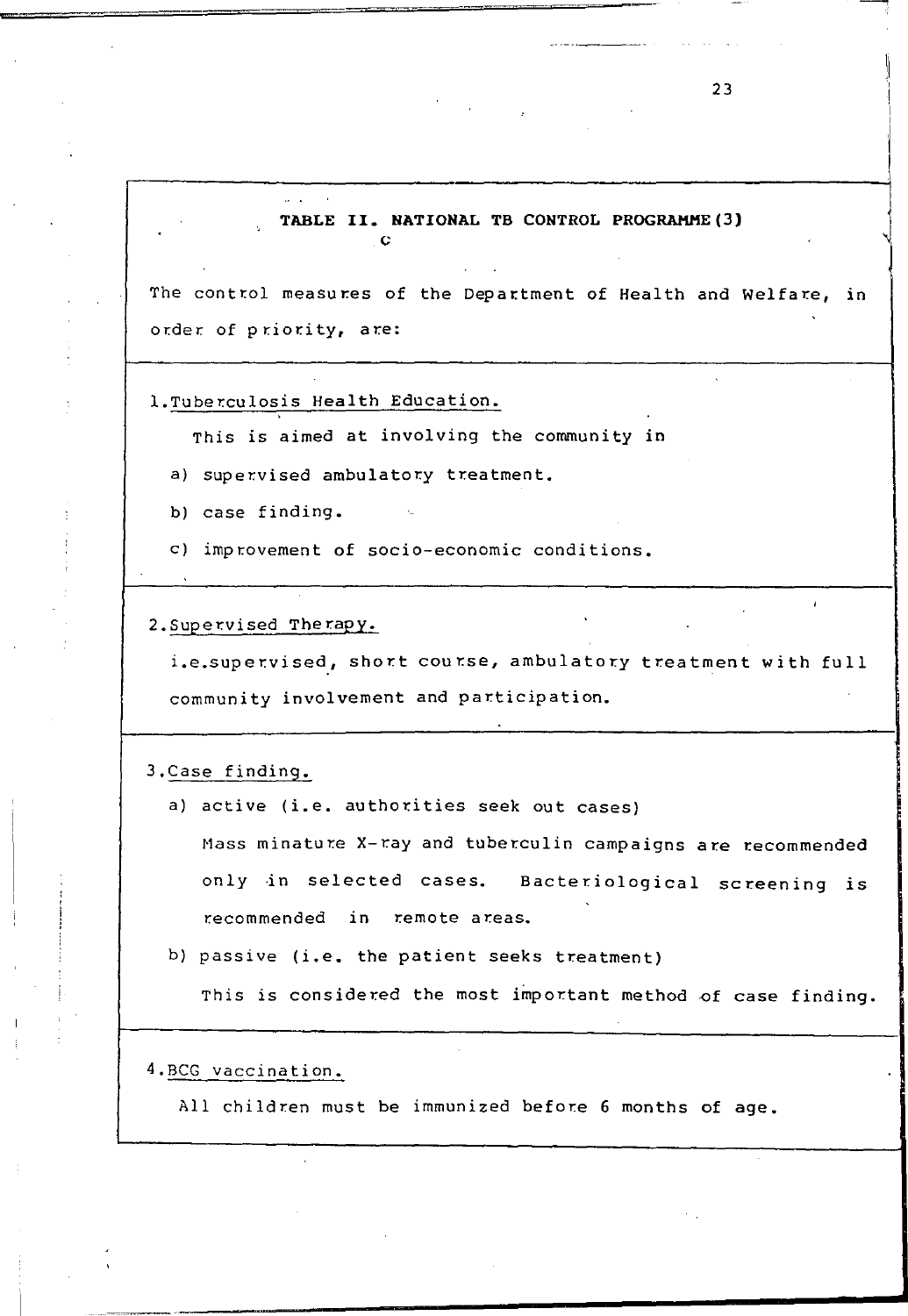**TABLE II. NATIONAL TB CONTROL PROGRAMME(3)**

The control measures of the Department of Health and Welfare, in order of priority, are:

1. Tuberculosis Health Education.

   This is aimed at involving the community in

   a) supervised ambulatory treatment.

   b) case finding.

   c) improvement of socio-economic conditions.

2. Supervised Therapy.

   i.e.supervised, short course, ambulatory treatment with full community involvement and participation.

3. Case finding.

   a) active (i.e. authorities seek out cases)

      Mass minature X-ray and tuberculin campaigns are recommended only in selected cases. Bacteriological screening is recommended in remote areas.

   b) passive (i.e. the patient seeks treatment)

      This is considered the most important method of case finding.

4. BCG vaccination.

   All children must be immunized before 6 months of age.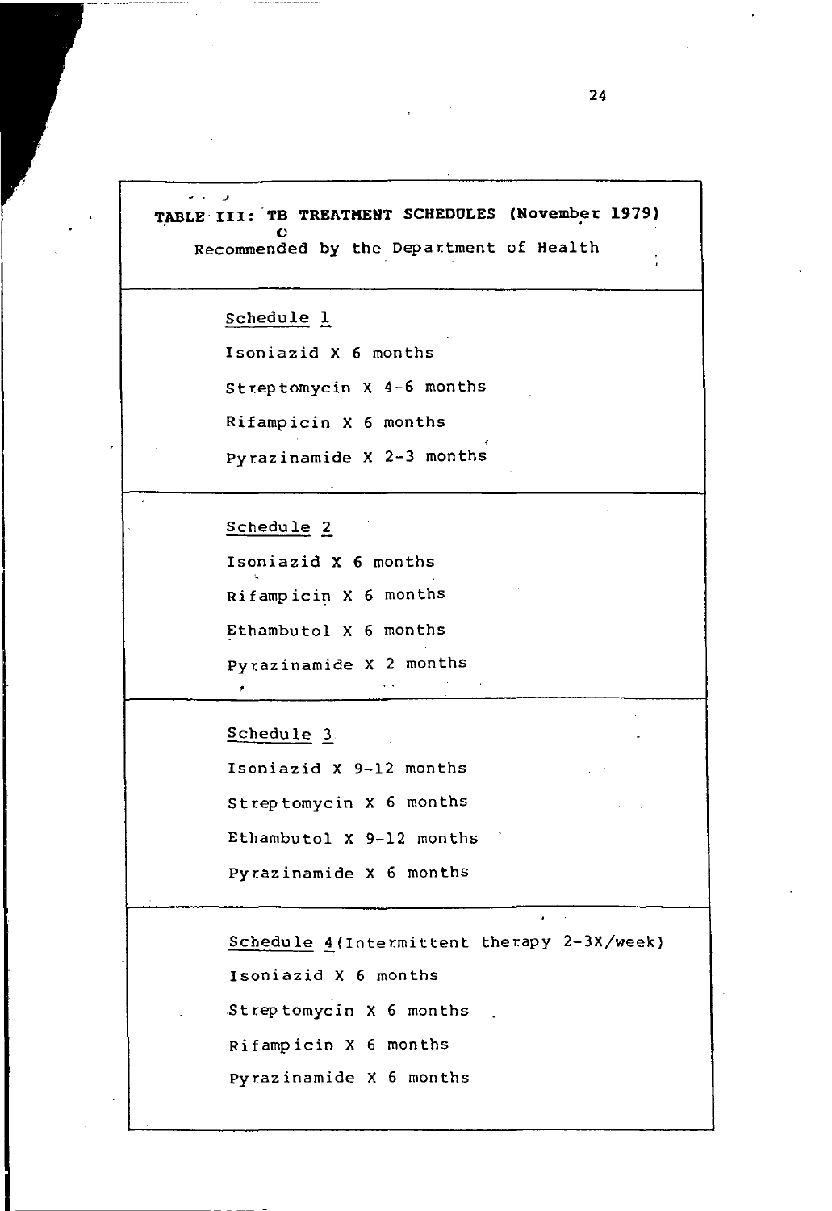**TABLE III: TB TREATMENT SCHEDULES (November 1979)**

Recommended by the Department of Health

Schedule 1

Isoniazid X 6 months

Streptomycin X 4-6 months

Rifampicin X 6 months

Pyrazinamide X 2-3 months

Schedule 2

Isoniazid X 6 months

Rifampicin X 6 months

Ethambutol X 6 months

Pyrazinamide X 2 months

Schedule 3

Isoniazid X 9-12 months

Streptomycin X 6 months

Ethambutol X 9-12 months

Pyrazinamide X 6 months

Schedule 4 (Intermittent therapy 2-3X/week)

Isoniazid X 6 months

Streptomycin X 6 months

Rifampicin X 6 months

Pyrazinamide X 6 months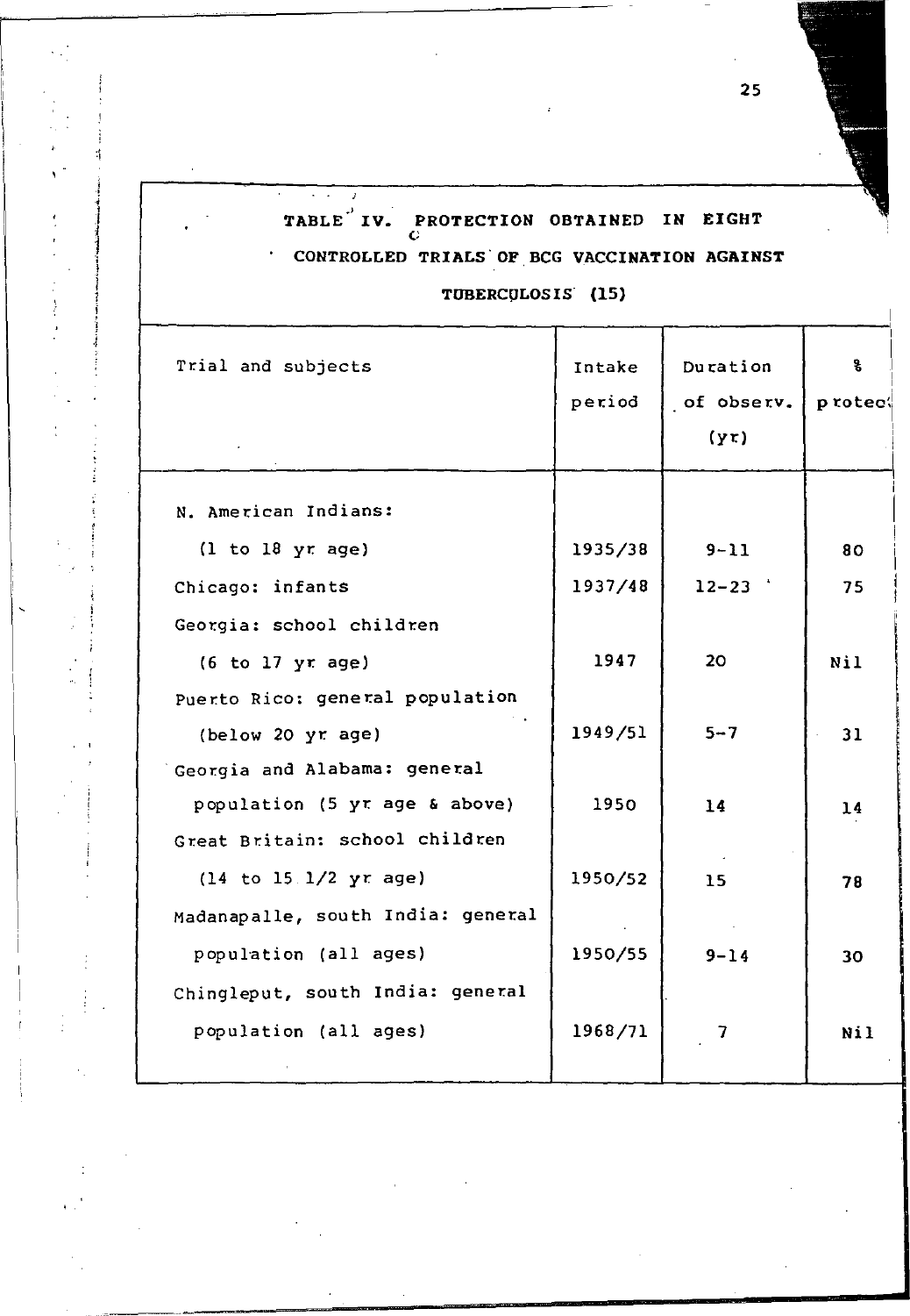**TABLE IV. PROTECTION OBTAINED IN EIGHT CONTROLLED TRIALS OF BCG VACCINATION AGAINST TUBERCULOSIS (15)**

| Trial and subjects | Intake period | Duration of observ. (yr) | % protec |
|---|---|---|---|
| N. American Indians: (1 to 18 yr age) | 1935/38 | 9-11 | 80 |
| Chicago: infants | 1937/48 | 12-23 | 75 |
| Georgia: school children (6 to 17 yr age) | 1947 | 20 | Nil |
| Puerto Rico: general population (below 20 yr age) | 1949/51 | 5-7 | 31 |
| Georgia and Alabama: general population (5 yr age & above) | 1950 | 14 | 14 |
| Great Britain: school children (14 to 15 1/2 yr age) | 1950/52 | 15 | 78 |
| Madanapalle, south India: general population (all ages) | 1950/55 | 9-14 | 30 |
| Chingleput, south India: general population (all ages) | 1968/71 | 7 | Nil |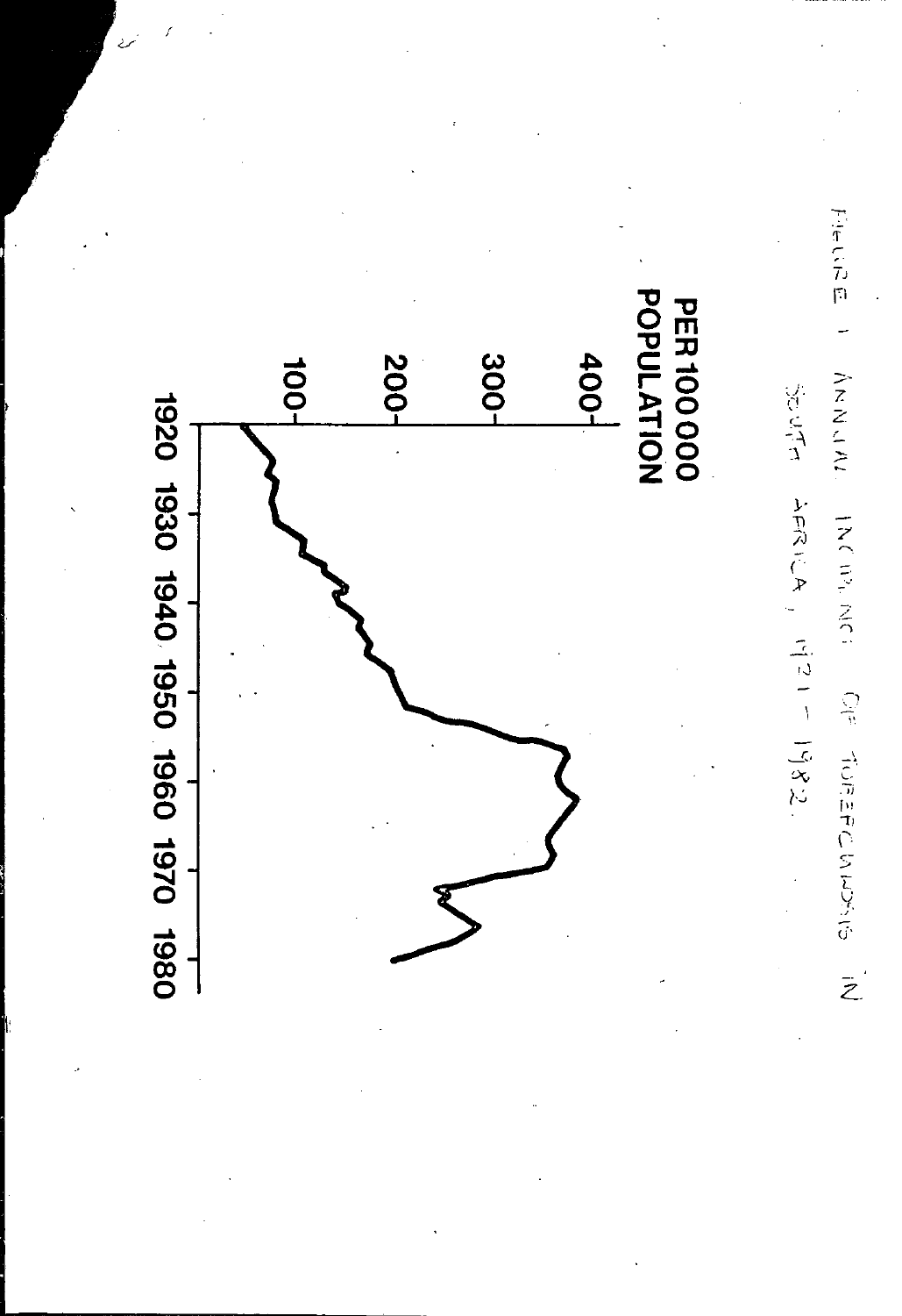FIGURE 1 ANNUAL INCIDENCE OF TUBERCULOSIS IN SOUTH AFRICA, 1921 – 1982.

PER 100 000 POPULATION

400

300

200

100

1920 1930 1940 1950 1960 1970 1980